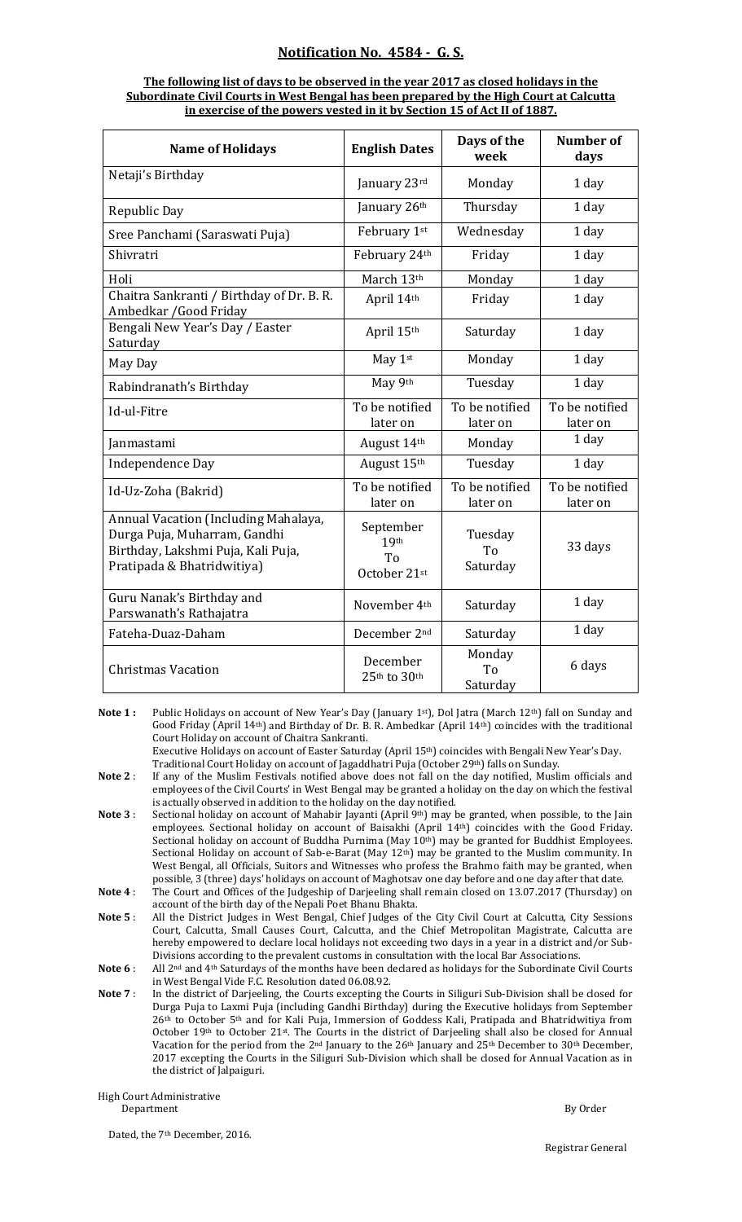## Notification No. 4584 - G. S.

**The following list of days to be observed in the year 2017 as closed holidays in the Subordinate Civil Courts in West Bengal has been prepared by the High Court at Calcutta in exercise of the powers vested in it by Section 15 of Act II of 1887.**

| Name of Holidays | English Dates | Days of the week | Number of days |
|---|---|---|---|
| Netaji's Birthday | January 23rd | Monday | 1 day |
| Republic Day | January 26th | Thursday | 1 day |
| Sree Panchami (Saraswati Puja) | February 1st | Wednesday | 1 day |
| Shivratri | February 24th | Friday | 1 day |
| Holi | March 13th | Monday | 1 day |
| Chaitra Sankranti / Birthday of Dr. B. R. Ambedkar /Good Friday | April 14th | Friday | 1 day |
| Bengali New Year's Day / Easter Saturday | April 15th | Saturday | 1 day |
| May Day | May 1st | Monday | 1 day |
| Rabindranath's Birthday | May 9th | Tuesday | 1 day |
| Id-ul-Fitre | To be notified later on | To be notified later on | To be notified later on |
| Janmastami | August 14th | Monday | 1 day |
| Independence Day | August 15th | Tuesday | 1 day |
| Id-Uz-Zoha (Bakrid) | To be notified later on | To be notified later on | To be notified later on |
| Annual Vacation (Including Mahalaya, Durga Puja, Muharram, Gandhi Birthday, Lakshmi Puja, Kali Puja, Pratipada & Bhatridwitiya) | September 19th To October 21st | Tuesday To Saturday | 33 days |
| Guru Nanak's Birthday and Parswanath's Rathajatra | November 4th | Saturday | 1 day |
| Fateha-Duaz-Daham | December 2nd | Saturday | 1 day |
| Christmas Vacation | December 25th to 30th | Monday To Saturday | 6 days |

**Note 1 :** Public Holidays on account of New Year's Day (January 1st), Dol Jatra (March 12th) fall on Sunday and Good Friday (April 14th) and Birthday of Dr. B. R. Ambedkar (April 14th) coincides with the traditional Court Holiday on account of Chaitra Sankranti.
Executive Holidays on account of Easter Saturday (April 15th) coincides with Bengali New Year's Day.
Traditional Court Holiday on account of Jagaddhatri Puja (October 29th) falls on Sunday.

**Note 2 :** If any of the Muslim Festivals notified above does not fall on the day notified, Muslim officials and employees of the Civil Courts' in West Bengal may be granted a holiday on the day on which the festival is actually observed in addition to the holiday on the day notified.

**Note 3 :** Sectional holiday on account of Mahabir Jayanti (April 9th) may be granted, when possible, to the Jain employees. Sectional holiday on account of Baisakhi (April 14th) coincides with the Good Friday. Sectional holiday on account of Buddha Purnima (May 10th) may be granted for Buddhist Employees. Sectional Holiday on account of Sab-e-Barat (May 12th) may be granted to the Muslim community. In West Bengal, all Officials, Suitors and Witnesses who profess the Brahmo faith may be granted, when possible, 3 (three) days' holidays on account of Maghotsav one day before and one day after that date.

**Note 4 :** The Court and Offices of the Judgeship of Darjeeling shall remain closed on 13.07.2017 (Thursday) on account of the birth day of the Nepali Poet Bhanu Bhakta.

**Note 5 :** All the District Judges in West Bengal, Chief Judges of the City Civil Court at Calcutta, City Sessions Court, Calcutta, Small Causes Court, Calcutta, and the Chief Metropolitan Magistrate, Calcutta are hereby empowered to declare local holidays not exceeding two days in a year in a district and/or Sub-Divisions according to the prevalent customs in consultation with the local Bar Associations.

**Note 6 :** All 2nd and 4th Saturdays of the months have been declared as holidays for the Subordinate Civil Courts in West Bengal Vide F.C. Resolution dated 06.08.92.

**Note 7 :** In the district of Darjeeling, the Courts excepting the Courts in Siliguri Sub-Division shall be closed for Durga Puja to Laxmi Puja (including Gandhi Birthday) during the Executive holidays from September 26th to October 5th and for Kali Puja, Immersion of Goddess Kali, Pratipada and Bhatridwitiya from October 19th to October 21st. The Courts in the district of Darjeeling shall also be closed for Annual Vacation for the period from the 2nd January to the 26th January and 25th December to 30th December, 2017 excepting the Courts in the Siliguri Sub-Division which shall be closed for Annual Vacation as in the district of Jalpaiguri.

High Court Administrative
Department

By Order

Dated, the 7th December, 2016.

Registrar General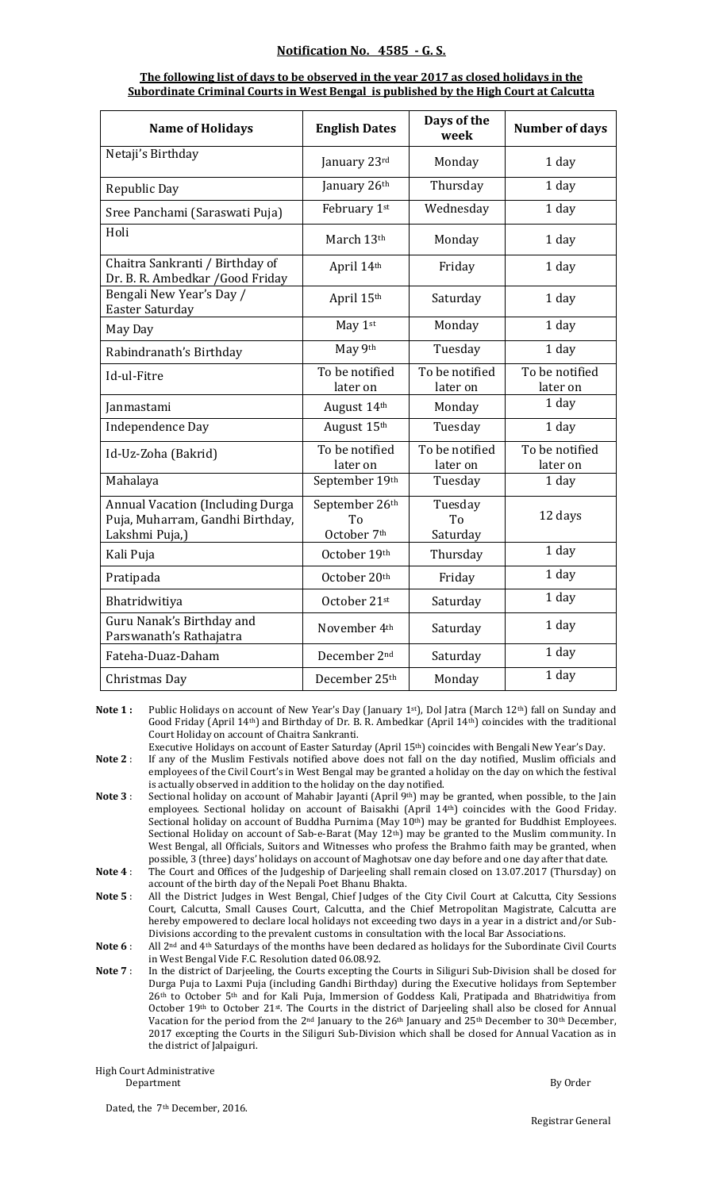**Notification No. 4585 - G. S.**

**The following list of days to be observed in the year 2017 as closed holidays in the Subordinate Criminal Courts in West Bengal is published by the High Court at Calcutta**

| Name of Holidays | English Dates | Days of the week | Number of days |
|---|---|---|---|
| Netaji's Birthday | January 23rd | Monday | 1 day |
| Republic Day | January 26th | Thursday | 1 day |
| Sree Panchami (Saraswati Puja) | February 1st | Wednesday | 1 day |
| Holi | March 13th | Monday | 1 day |
| Chaitra Sankranti / Birthday of Dr. B. R. Ambedkar /Good Friday | April 14th | Friday | 1 day |
| Bengali New Year's Day / Easter Saturday | April 15th | Saturday | 1 day |
| May Day | May 1st | Monday | 1 day |
| Rabindranath's Birthday | May 9th | Tuesday | 1 day |
| Id-ul-Fitre | To be notified later on | To be notified later on | To be notified later on |
| Janmastami | August 14th | Monday | 1 day |
| Independence Day | August 15th | Tuesday | 1 day |
| Id-Uz-Zoha (Bakrid) | To be notified later on | To be notified later on | To be notified later on |
| Mahalaya | September 19th | Tuesday | 1 day |
| Annual Vacation (Including Durga Puja, Muharram, Gandhi Birthday, Lakshmi Puja,) | September 26th To October 7th | Tuesday To Saturday | 12 days |
| Kali Puja | October 19th | Thursday | 1 day |
| Pratipada | October 20th | Friday | 1 day |
| Bhatridwitiya | October 21st | Saturday | 1 day |
| Guru Nanak's Birthday and Parswanath's Rathajatra | November 4th | Saturday | 1 day |
| Fateha-Duaz-Daham | December 2nd | Saturday | 1 day |
| Christmas Day | December 25th | Monday | 1 day |

**Note 1 :** Public Holidays on account of New Year's Day (January 1st), Dol Jatra (March 12th) fall on Sunday and Good Friday (April 14th) and Birthday of Dr. B. R. Ambedkar (April 14th) coincides with the traditional Court Holiday on account of Chaitra Sankranti.
Executive Holidays on account of Easter Saturday (April 15th) coincides with Bengali New Year's Day.

**Note 2 :** If any of the Muslim Festivals notified above does not fall on the day notified, Muslim officials and employees of the Civil Court's in West Bengal may be granted a holiday on the day on which the festival is actually observed in addition to the holiday on the day notified.

**Note 3 :** Sectional holiday on account of Mahabir Jayanti (April 9th) may be granted, when possible, to the Jain employees. Sectional holiday on account of Baisakhi (April 14th) coincides with the Good Friday. Sectional holiday on account of Buddha Purnima (May 10th) may be granted for Buddhist Employees. Sectional Holiday on account of Sab-e-Barat (May 12th) may be granted to the Muslim community. In West Bengal, all Officials, Suitors and Witnesses who profess the Brahmo faith may be granted, when possible, 3 (three) days' holidays on account of Maghotsav one day before and one day after that date.

**Note 4 :** The Court and Offices of the Judgeship of Darjeeling shall remain closed on 13.07.2017 (Thursday) on account of the birth day of the Nepali Poet Bhanu Bhakta.

**Note 5 :** All the District Judges in West Bengal, Chief Judges of the City Civil Court at Calcutta, City Sessions Court, Calcutta, Small Causes Court, Calcutta, and the Chief Metropolitan Magistrate, Calcutta are hereby empowered to declare local holidays not exceeding two days in a year in a district and/or Sub-Divisions according to the prevalent customs in consultation with the local Bar Associations.

**Note 6 :** All 2nd and 4th Saturdays of the months have been declared as holidays for the Subordinate Civil Courts in West Bengal Vide F.C. Resolution dated 06.08.92.

**Note 7 :** In the district of Darjeeling, the Courts excepting the Courts in Siliguri Sub-Division shall be closed for Durga Puja to Laxmi Puja (including Gandhi Birthday) during the Executive holidays from September 26th to October 5th and for Kali Puja, Immersion of Goddess Kali, Pratipada and Bhatridwitiya from October 19th to October 21st. The Courts in the district of Darjeeling shall also be closed for Annual Vacation for the period from the 2nd January to the 26th January and 25th December to 30th December, 2017 excepting the Courts in the Siliguri Sub-Division which shall be closed for Annual Vacation as in the district of Jalpaiguri.

High Court Administrative Department

By Order

Dated, the 7th December, 2016.

Registrar General